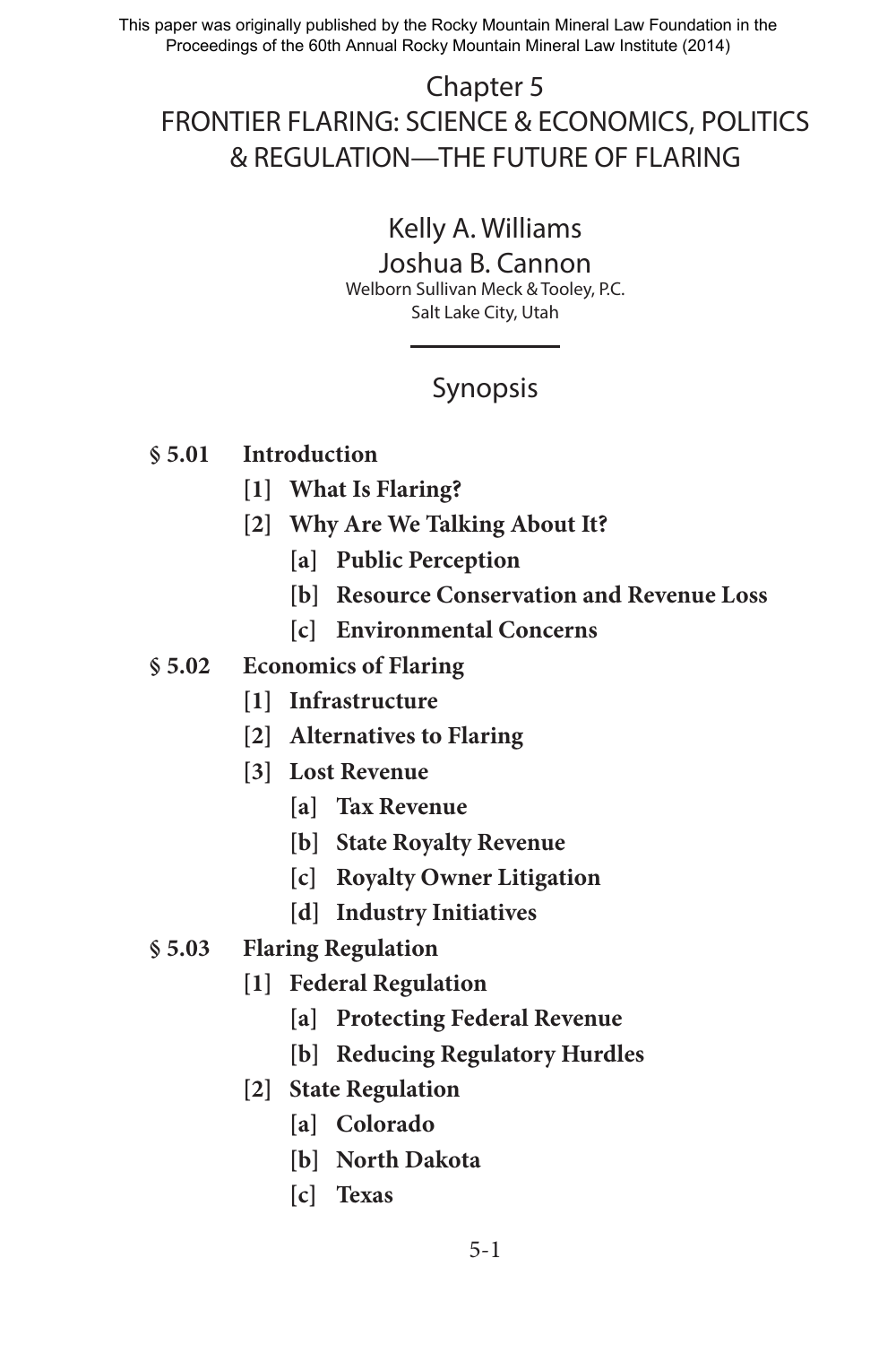This paper was originally published by the Rocky Mountain Mineral Law Foundation in the Proceedings of the 60th Annual Rocky Mountain Mineral Law Institute (2014)

# Chapter 5
# FRONTIER FLARING: SCIENCE & ECONOMICS, POLITICS & REGULATION—THE FUTURE OF FLARING

Kelly A. Williams
Joshua B. Cannon
Welborn Sullivan Meck & Tooley, P.C.
Salt Lake City, Utah

## Synopsis

**§ 5.01 Introduction**
- **[1] What Is Flaring?**
- **[2] Why Are We Talking About It?**
  - **[a] Public Perception**
  - **[b] Resource Conservation and Revenue Loss**
  - **[c] Environmental Concerns**

**§ 5.02 Economics of Flaring**
- **[1] Infrastructure**
- **[2] Alternatives to Flaring**
- **[3] Lost Revenue**
  - **[a] Tax Revenue**
  - **[b] State Royalty Revenue**
  - **[c] Royalty Owner Litigation**
  - **[d] Industry Initiatives**

**§ 5.03 Flaring Regulation**
- **[1] Federal Regulation**
  - **[a] Protecting Federal Revenue**
  - **[b] Reducing Regulatory Hurdles**
- **[2] State Regulation**
  - **[a] Colorado**
  - **[b] North Dakota**
  - **[c] Texas**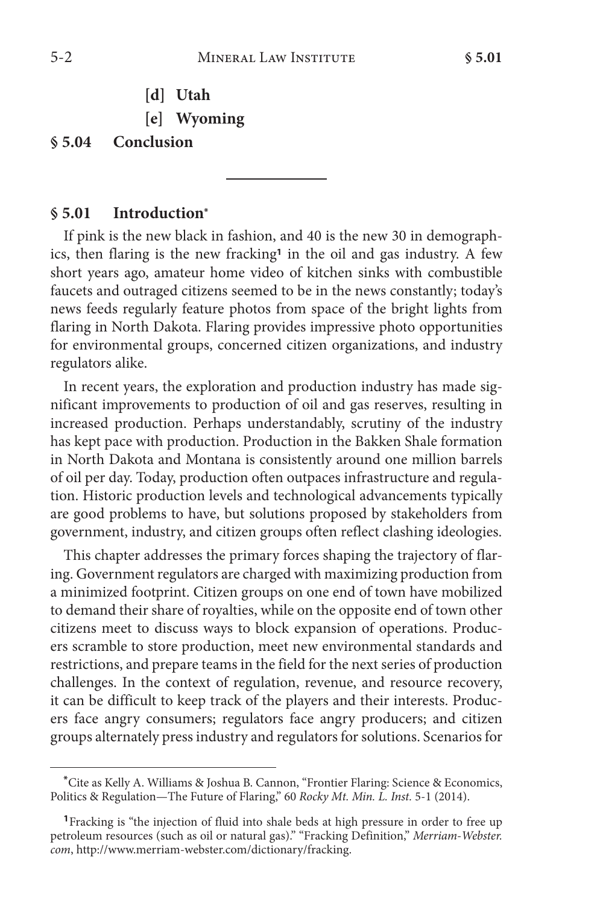**[d] Utah**

**[e] Wyoming**

**§ 5.04 Conclusion**

---

## § 5.01 Introduction*

If pink is the new black in fashion, and 40 is the new 30 in demographics, then flaring is the new fracking[1] in the oil and gas industry. A few short years ago, amateur home video of kitchen sinks with combustible faucets and outraged citizens seemed to be in the news constantly; today's news feeds regularly feature photos from space of the bright lights from flaring in North Dakota. Flaring provides impressive photo opportunities for environmental groups, concerned citizen organizations, and industry regulators alike.

In recent years, the exploration and production industry has made significant improvements to production of oil and gas reserves, resulting in increased production. Perhaps understandably, scrutiny of the industry has kept pace with production. Production in the Bakken Shale formation in North Dakota and Montana is consistently around one million barrels of oil per day. Today, production often outpaces infrastructure and regulation. Historic production levels and technological advancements typically are good problems to have, but solutions proposed by stakeholders from government, industry, and citizen groups often reflect clashing ideologies.

This chapter addresses the primary forces shaping the trajectory of flaring. Government regulators are charged with maximizing production from a minimized footprint. Citizen groups on one end of town have mobilized to demand their share of royalties, while on the opposite end of town other citizens meet to discuss ways to block expansion of operations. Producers scramble to store production, meet new environmental standards and restrictions, and prepare teams in the field for the next series of production challenges. In the context of regulation, revenue, and resource recovery, it can be difficult to keep track of the players and their interests. Producers face angry consumers; regulators face angry producers; and citizen groups alternately press industry and regulators for solutions. Scenarios for

---

*Cite as Kelly A. Williams & Joshua B. Cannon, "Frontier Flaring: Science & Economics, Politics & Regulation—The Future of Flaring," 60 *Rocky Mt. Min. L. Inst.* 5-1 (2014).

[1] Fracking is "the injection of fluid into shale beds at high pressure in order to free up petroleum resources (such as oil or natural gas)." "Fracking Definition," *Merriam-Webster.com*, http://www.merriam-webster.com/dictionary/fracking.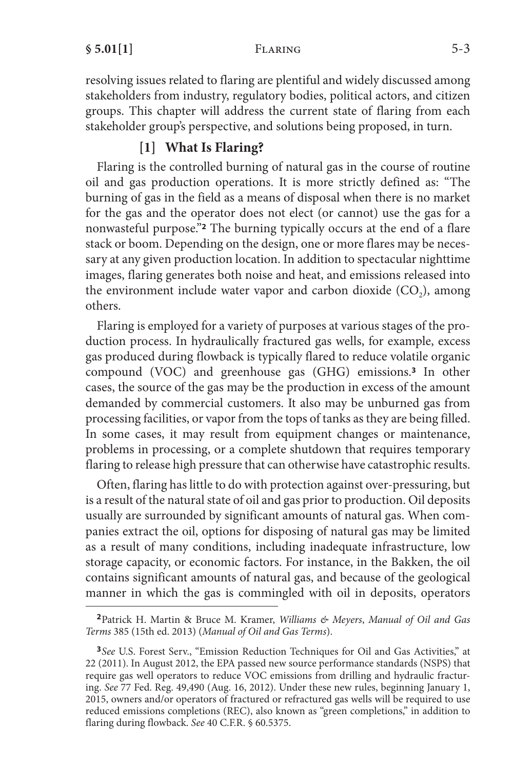resolving issues related to flaring are plentiful and widely discussed among stakeholders from industry, regulatory bodies, political actors, and citizen groups. This chapter will address the current state of flaring from each stakeholder group's perspective, and solutions being proposed, in turn.

### [1] What Is Flaring?

Flaring is the controlled burning of natural gas in the course of routine oil and gas production operations. It is more strictly defined as: "The burning of gas in the field as a means of disposal when there is no market for the gas and the operator does not elect (or cannot) use the gas for a nonwasteful purpose."[2] The burning typically occurs at the end of a flare stack or boom. Depending on the design, one or more flares may be necessary at any given production location. In addition to spectacular nighttime images, flaring generates both noise and heat, and emissions released into the environment include water vapor and carbon dioxide ($CO_2$), among others.

Flaring is employed for a variety of purposes at various stages of the production process. In hydraulically fractured gas wells, for example, excess gas produced during flowback is typically flared to reduce volatile organic compound (VOC) and greenhouse gas (GHG) emissions.[3] In other cases, the source of the gas may be the production in excess of the amount demanded by commercial customers. It also may be unburned gas from processing facilities, or vapor from the tops of tanks as they are being filled. In some cases, it may result from equipment changes or maintenance, problems in processing, or a complete shutdown that requires temporary flaring to release high pressure that can otherwise have catastrophic results.

Often, flaring has little to do with protection against over-pressuring, but is a result of the natural state of oil and gas prior to production. Oil deposits usually are surrounded by significant amounts of natural gas. When companies extract the oil, options for disposing of natural gas may be limited as a result of many conditions, including inadequate infrastructure, low storage capacity, or economic factors. For instance, in the Bakken, the oil contains significant amounts of natural gas, and because of the geological manner in which the gas is commingled with oil in deposits, operators

---

[2] Patrick H. Martin & Bruce M. Kramer, *Williams & Meyers, Manual of Oil and Gas Terms* 385 (15th ed. 2013) (*Manual of Oil and Gas Terms*).

[3] *See* U.S. Forest Serv., "Emission Reduction Techniques for Oil and Gas Activities," at 22 (2011). In August 2012, the EPA passed new source performance standards (NSPS) that require gas well operators to reduce VOC emissions from drilling and hydraulic fracturing. *See* 77 Fed. Reg. 49,490 (Aug. 16, 2012). Under these new rules, beginning January 1, 2015, owners and/or operators of fractured or refractured gas wells will be required to use reduced emissions completions (REC), also known as "green completions," in addition to flaring during flowback. *See* 40 C.F.R. § 60.5375.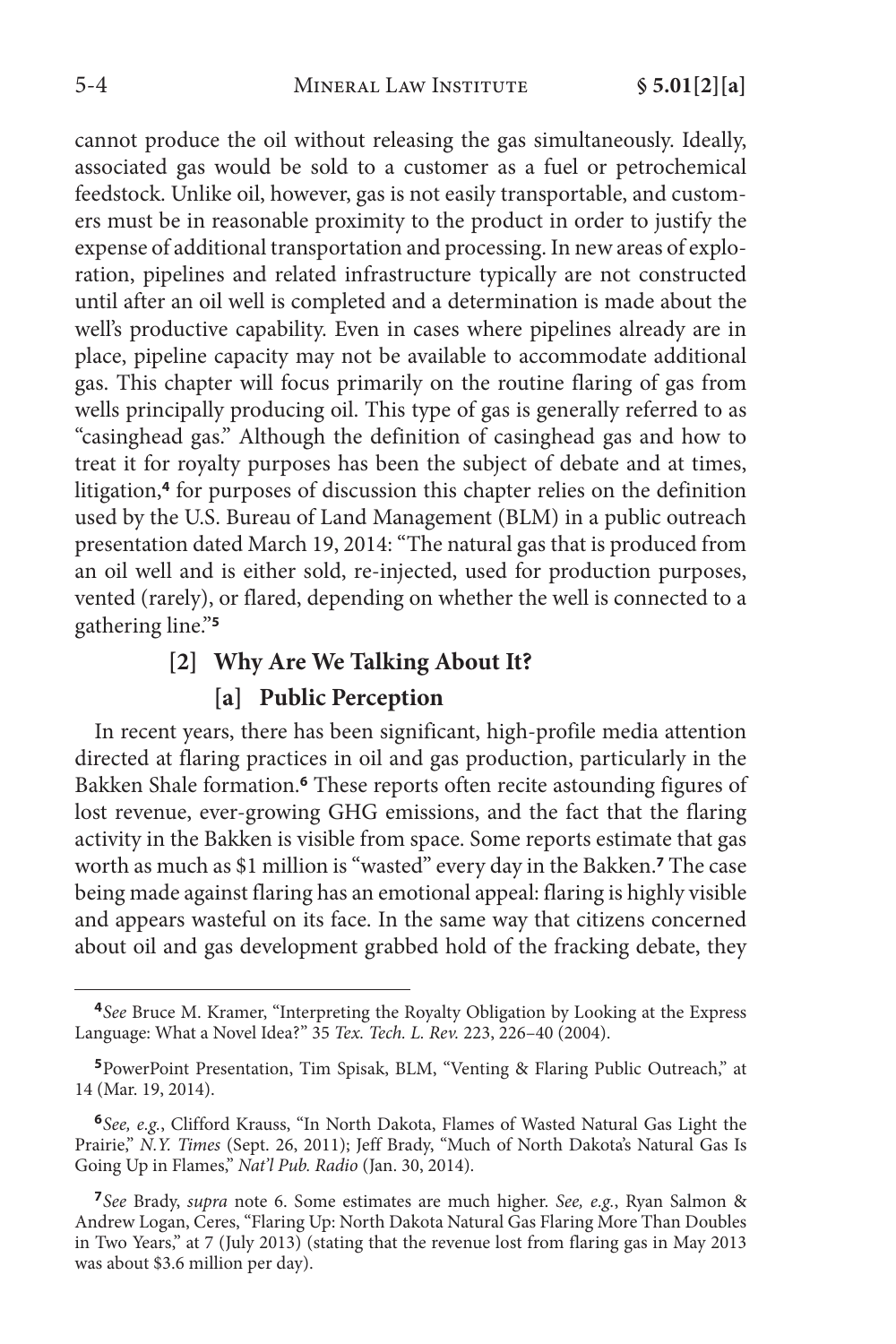cannot produce the oil without releasing the gas simultaneously. Ideally, associated gas would be sold to a customer as a fuel or petrochemical feedstock. Unlike oil, however, gas is not easily transportable, and customers must be in reasonable proximity to the product in order to justify the expense of additional transportation and processing. In new areas of exploration, pipelines and related infrastructure typically are not constructed until after an oil well is completed and a determination is made about the well's productive capability. Even in cases where pipelines already are in place, pipeline capacity may not be available to accommodate additional gas. This chapter will focus primarily on the routine flaring of gas from wells principally producing oil. This type of gas is generally referred to as "casinghead gas." Although the definition of casinghead gas and how to treat it for royalty purposes has been the subject of debate and at times, litigation,[4] for purposes of discussion this chapter relies on the definition used by the U.S. Bureau of Land Management (BLM) in a public outreach presentation dated March 19, 2014: "The natural gas that is produced from an oil well and is either sold, re-injected, used for production purposes, vented (rarely), or flared, depending on whether the well is connected to a gathering line."[5]

### [2] Why Are We Talking About It?

#### [a] Public Perception

In recent years, there has been significant, high-profile media attention directed at flaring practices in oil and gas production, particularly in the Bakken Shale formation.[6] These reports often recite astounding figures of lost revenue, ever-growing GHG emissions, and the fact that the flaring activity in the Bakken is visible from space. Some reports estimate that gas worth as much as $1 million is "wasted" every day in the Bakken.[7] The case being made against flaring has an emotional appeal: flaring is highly visible and appears wasteful on its face. In the same way that citizens concerned about oil and gas development grabbed hold of the fracking debate, they

---

[4] *See* Bruce M. Kramer, "Interpreting the Royalty Obligation by Looking at the Express Language: What a Novel Idea?" 35 *Tex. Tech. L. Rev.* 223, 226–40 (2004).

[5] PowerPoint Presentation, Tim Spisak, BLM, "Venting & Flaring Public Outreach," at 14 (Mar. 19, 2014).

[6] *See, e.g.*, Clifford Krauss, "In North Dakota, Flames of Wasted Natural Gas Light the Prairie," *N.Y. Times* (Sept. 26, 2011); Jeff Brady, "Much of North Dakota's Natural Gas Is Going Up in Flames," *Nat'l Pub. Radio* (Jan. 30, 2014).

[7] *See* Brady, *supra* note 6. Some estimates are much higher. *See, e.g.*, Ryan Salmon & Andrew Logan, Ceres, "Flaring Up: North Dakota Natural Gas Flaring More Than Doubles in Two Years," at 7 (July 2013) (stating that the revenue lost from flaring gas in May 2013 was about $3.6 million per day).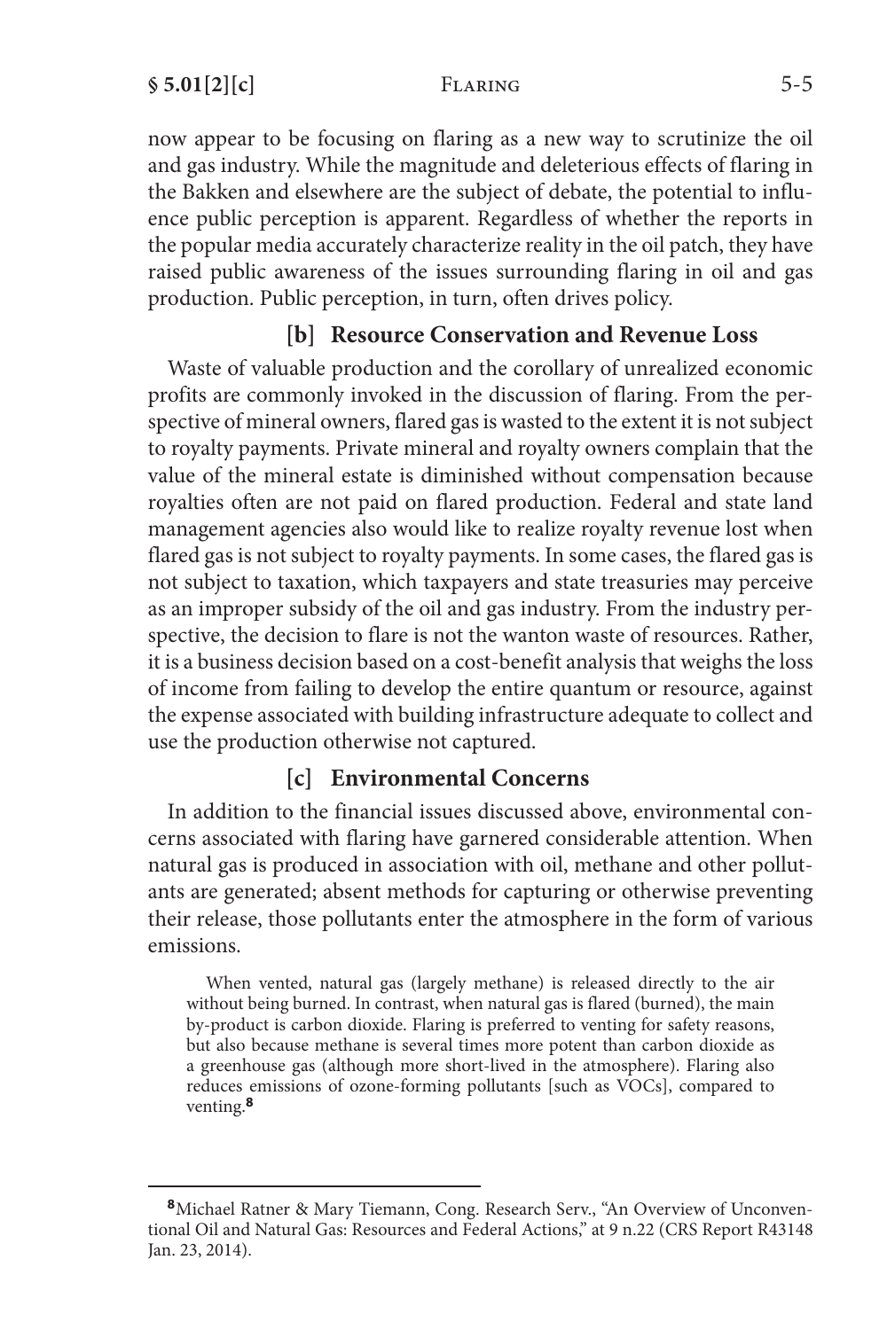now appear to be focusing on flaring as a new way to scrutinize the oil and gas industry. While the magnitude and deleterious effects of flaring in the Bakken and elsewhere are the subject of debate, the potential to influence public perception is apparent. Regardless of whether the reports in the popular media accurately characterize reality in the oil patch, they have raised public awareness of the issues surrounding flaring in oil and gas production. Public perception, in turn, often drives policy.

### [b] Resource Conservation and Revenue Loss

Waste of valuable production and the corollary of unrealized economic profits are commonly invoked in the discussion of flaring. From the perspective of mineral owners, flared gas is wasted to the extent it is not subject to royalty payments. Private mineral and royalty owners complain that the value of the mineral estate is diminished without compensation because royalties often are not paid on flared production. Federal and state land management agencies also would like to realize royalty revenue lost when flared gas is not subject to royalty payments. In some cases, the flared gas is not subject to taxation, which taxpayers and state treasuries may perceive as an improper subsidy of the oil and gas industry. From the industry perspective, the decision to flare is not the wanton waste of resources. Rather, it is a business decision based on a cost-benefit analysis that weighs the loss of income from failing to develop the entire quantum or resource, against the expense associated with building infrastructure adequate to collect and use the production otherwise not captured.

### [c] Environmental Concerns

In addition to the financial issues discussed above, environmental concerns associated with flaring have garnered considerable attention. When natural gas is produced in association with oil, methane and other pollutants are generated; absent methods for capturing or otherwise preventing their release, those pollutants enter the atmosphere in the form of various emissions.

> When vented, natural gas (largely methane) is released directly to the air without being burned. In contrast, when natural gas is flared (burned), the main by-product is carbon dioxide. Flaring is preferred to venting for safety reasons, but also because methane is several times more potent than carbon dioxide as a greenhouse gas (although more short-lived in the atmosphere). Flaring also reduces emissions of ozone-forming pollutants [such as VOCs], compared to venting.[8]

---

[8] Michael Ratner & Mary Tiemann, Cong. Research Serv., "An Overview of Unconventional Oil and Natural Gas: Resources and Federal Actions," at 9 n.22 (CRS Report R43148 Jan. 23, 2014).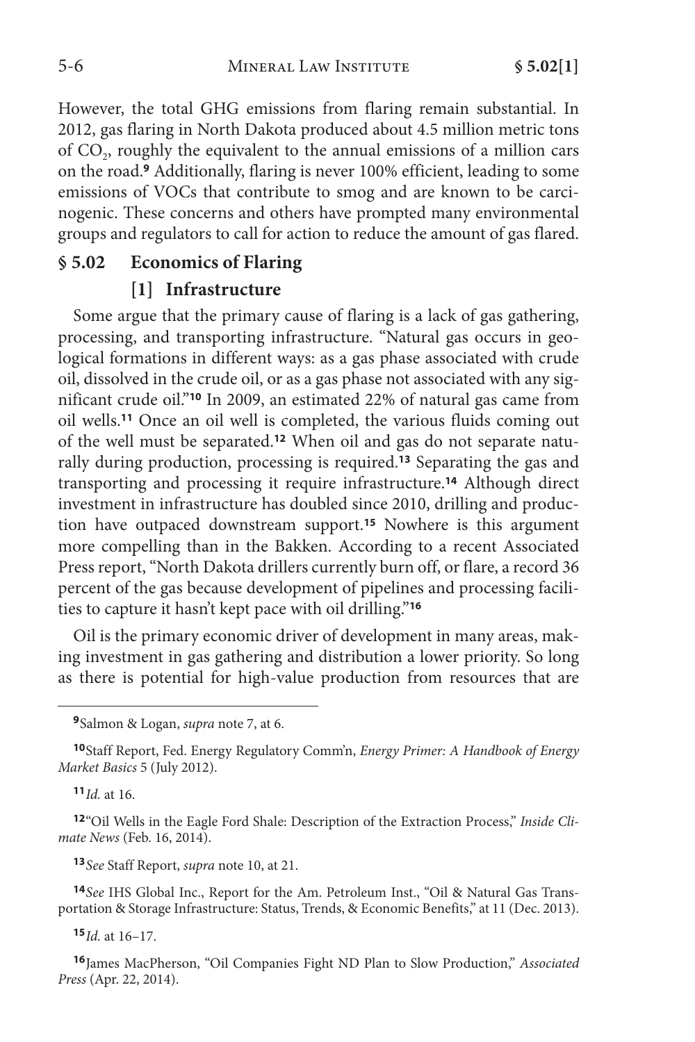However, the total GHG emissions from flaring remain substantial. In 2012, gas flaring in North Dakota produced about 4.5 million metric tons of $CO_2$, roughly the equivalent to the annual emissions of a million cars on the road.[9] Additionally, flaring is never 100% efficient, leading to some emissions of VOCs that contribute to smog and are known to be carcinogenic. These concerns and others have prompted many environmental groups and regulators to call for action to reduce the amount of gas flared.

## § 5.02 Economics of Flaring

### [1] Infrastructure

Some argue that the primary cause of flaring is a lack of gas gathering, processing, and transporting infrastructure. "Natural gas occurs in geological formations in different ways: as a gas phase associated with crude oil, dissolved in the crude oil, or as a gas phase not associated with any significant crude oil."[10] In 2009, an estimated 22% of natural gas came from oil wells.[11] Once an oil well is completed, the various fluids coming out of the well must be separated.[12] When oil and gas do not separate naturally during production, processing is required.[13] Separating the gas and transporting and processing it require infrastructure.[14] Although direct investment in infrastructure has doubled since 2010, drilling and production have outpaced downstream support.[15] Nowhere is this argument more compelling than in the Bakken. According to a recent Associated Press report, "North Dakota drillers currently burn off, or flare, a record 36 percent of the gas because development of pipelines and processing facilities to capture it hasn't kept pace with oil drilling."[16]

Oil is the primary economic driver of development in many areas, making investment in gas gathering and distribution a lower priority. So long as there is potential for high-value production from resources that are

---

[9] Salmon & Logan, *supra* note 7, at 6.

[10] Staff Report, Fed. Energy Regulatory Comm'n, *Energy Primer: A Handbook of Energy Market Basics* 5 (July 2012).

[11] *Id.* at 16.

[12] "Oil Wells in the Eagle Ford Shale: Description of the Extraction Process," *Inside Climate News* (Feb. 16, 2014).

[13] *See* Staff Report, *supra* note 10, at 21.

[14] *See* IHS Global Inc., Report for the Am. Petroleum Inst., "Oil & Natural Gas Transportation & Storage Infrastructure: Status, Trends, & Economic Benefits," at 11 (Dec. 2013).

[15] *Id.* at 16–17.

[16] James MacPherson, "Oil Companies Fight ND Plan to Slow Production," *Associated Press* (Apr. 22, 2014).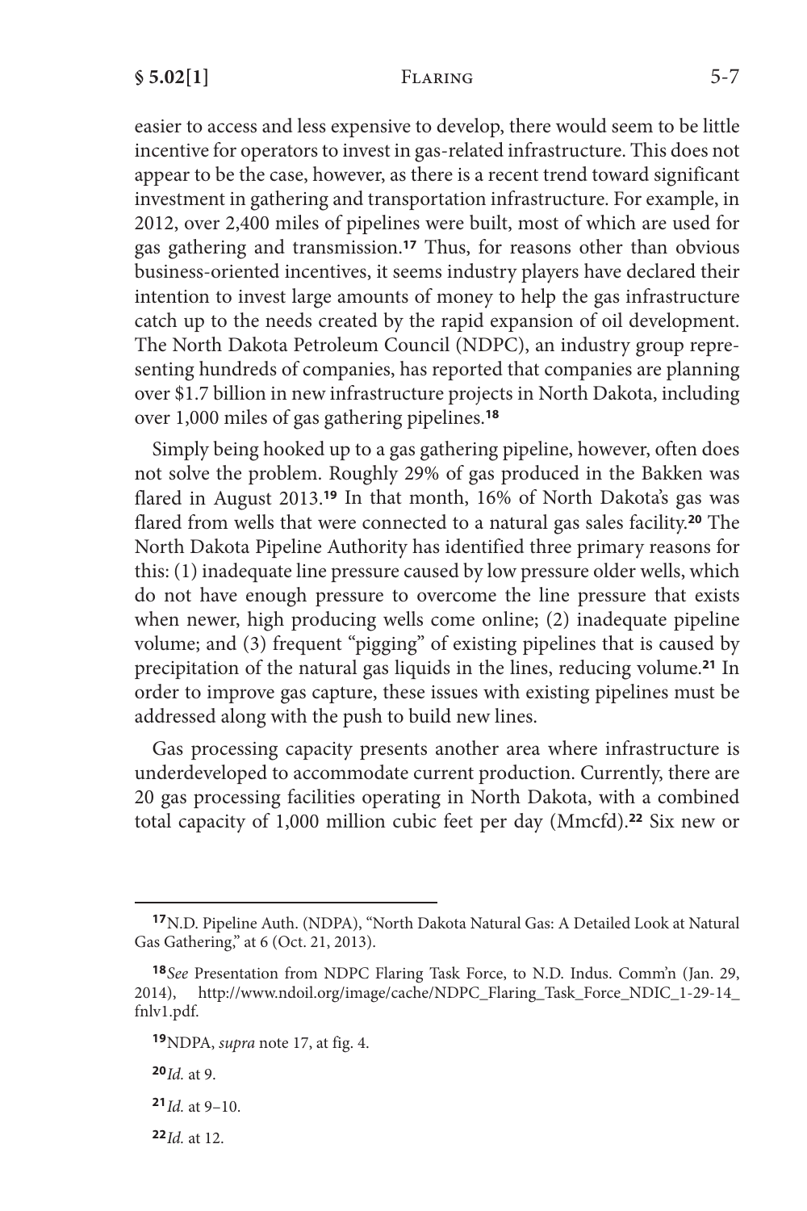easier to access and less expensive to develop, there would seem to be little incentive for operators to invest in gas-related infrastructure. This does not appear to be the case, however, as there is a recent trend toward significant investment in gathering and transportation infrastructure. For example, in 2012, over 2,400 miles of pipelines were built, most of which are used for gas gathering and transmission.[17] Thus, for reasons other than obvious business-oriented incentives, it seems industry players have declared their intention to invest large amounts of money to help the gas infrastructure catch up to the needs created by the rapid expansion of oil development. The North Dakota Petroleum Council (NDPC), an industry group representing hundreds of companies, has reported that companies are planning over $1.7 billion in new infrastructure projects in North Dakota, including over 1,000 miles of gas gathering pipelines.[18]

Simply being hooked up to a gas gathering pipeline, however, often does not solve the problem. Roughly 29% of gas produced in the Bakken was flared in August 2013.[19] In that month, 16% of North Dakota's gas was flared from wells that were connected to a natural gas sales facility.[20] The North Dakota Pipeline Authority has identified three primary reasons for this: (1) inadequate line pressure caused by low pressure older wells, which do not have enough pressure to overcome the line pressure that exists when newer, high producing wells come online; (2) inadequate pipeline volume; and (3) frequent "pigging" of existing pipelines that is caused by precipitation of the natural gas liquids in the lines, reducing volume.[21] In order to improve gas capture, these issues with existing pipelines must be addressed along with the push to build new lines.

Gas processing capacity presents another area where infrastructure is underdeveloped to accommodate current production. Currently, there are 20 gas processing facilities operating in North Dakota, with a combined total capacity of 1,000 million cubic feet per day (Mmcfd).[22] Six new or

---

[17] N.D. Pipeline Auth. (NDPA), "North Dakota Natural Gas: A Detailed Look at Natural Gas Gathering," at 6 (Oct. 21, 2013).

[18] *See* Presentation from NDPC Flaring Task Force, to N.D. Indus. Comm'n (Jan. 29, 2014), http://www.ndoil.org/image/cache/NDPC_Flaring_Task_Force_NDIC_1-29-14_fnlv1.pdf.

[19] NDPA, *supra* note 17, at fig. 4.

[20] *Id.* at 9.

[21] *Id.* at 9–10.

[22] *Id.* at 12.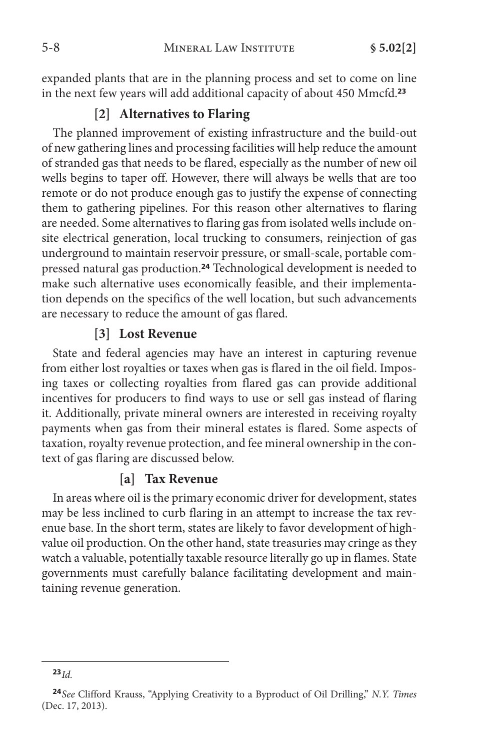expanded plants that are in the planning process and set to come on line in the next few years will add additional capacity of about 450 Mmcfd.[23]

### [2] Alternatives to Flaring

The planned improvement of existing infrastructure and the build-out of new gathering lines and processing facilities will help reduce the amount of stranded gas that needs to be flared, especially as the number of new oil wells begins to taper off. However, there will always be wells that are too remote or do not produce enough gas to justify the expense of connecting them to gathering pipelines. For this reason other alternatives to flaring are needed. Some alternatives to flaring gas from isolated wells include on-site electrical generation, local trucking to consumers, reinjection of gas underground to maintain reservoir pressure, or small-scale, portable compressed natural gas production.[24] Technological development is needed to make such alternative uses economically feasible, and their implementation depends on the specifics of the well location, but such advancements are necessary to reduce the amount of gas flared.

### [3] Lost Revenue

State and federal agencies may have an interest in capturing revenue from either lost royalties or taxes when gas is flared in the oil field. Imposing taxes or collecting royalties from flared gas can provide additional incentives for producers to find ways to use or sell gas instead of flaring it. Additionally, private mineral owners are interested in receiving royalty payments when gas from their mineral estates is flared. Some aspects of taxation, royalty revenue protection, and fee mineral ownership in the context of gas flaring are discussed below.

#### [a] Tax Revenue

In areas where oil is the primary economic driver for development, states may be less inclined to curb flaring in an attempt to increase the tax revenue base. In the short term, states are likely to favor development of high-value oil production. On the other hand, state treasuries may cringe as they watch a valuable, potentially taxable resource literally go up in flames. State governments must carefully balance facilitating development and maintaining revenue generation.

---

[23] *Id.*

[24] *See* Clifford Krauss, "Applying Creativity to a Byproduct of Oil Drilling," *N.Y. Times* (Dec. 17, 2013).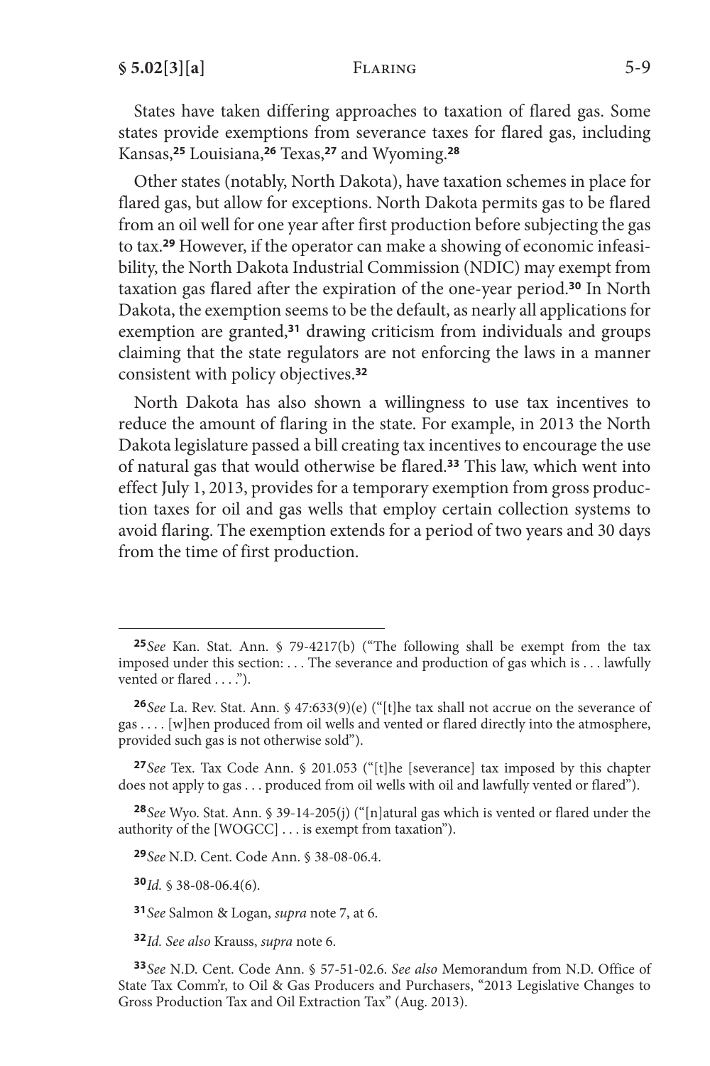States have taken differing approaches to taxation of flared gas. Some states provide exemptions from severance taxes for flared gas, including Kansas,[25] Louisiana,[26] Texas,[27] and Wyoming.[28]

Other states (notably, North Dakota), have taxation schemes in place for flared gas, but allow for exceptions. North Dakota permits gas to be flared from an oil well for one year after first production before subjecting the gas to tax.[29] However, if the operator can make a showing of economic infeasibility, the North Dakota Industrial Commission (NDIC) may exempt from taxation gas flared after the expiration of the one-year period.[30] In North Dakota, the exemption seems to be the default, as nearly all applications for exemption are granted,[31] drawing criticism from individuals and groups claiming that the state regulators are not enforcing the laws in a manner consistent with policy objectives.[32]

North Dakota has also shown a willingness to use tax incentives to reduce the amount of flaring in the state. For example, in 2013 the North Dakota legislature passed a bill creating tax incentives to encourage the use of natural gas that would otherwise be flared.[33] This law, which went into effect July 1, 2013, provides for a temporary exemption from gross production taxes for oil and gas wells that employ certain collection systems to avoid flaring. The exemption extends for a period of two years and 30 days from the time of first production.

---

[25] *See* Kan. Stat. Ann. § 79-4217(b) ("The following shall be exempt from the tax imposed under this section: . . . The severance and production of gas which is . . . lawfully vented or flared . . . .").

[26] *See* La. Rev. Stat. Ann. § 47:633(9)(e) ("[t]he tax shall not accrue on the severance of gas . . . . [w]hen produced from oil wells and vented or flared directly into the atmosphere, provided such gas is not otherwise sold").

[27] *See* Tex. Tax Code Ann. § 201.053 ("[t]he [severance] tax imposed by this chapter does not apply to gas . . . produced from oil wells with oil and lawfully vented or flared").

[28] *See* Wyo. Stat. Ann. § 39-14-205(j) ("[n]atural gas which is vented or flared under the authority of the [WOGCC] . . . is exempt from taxation").

[29] *See* N.D. Cent. Code Ann. § 38-08-06.4.

[30] *Id.* § 38-08-06.4(6).

[31] *See* Salmon & Logan, *supra* note 7, at 6.

[32] *Id. See also* Krauss, *supra* note 6.

[33] *See* N.D. Cent. Code Ann. § 57-51-02.6. *See also* Memorandum from N.D. Office of State Tax Comm'r, to Oil & Gas Producers and Purchasers, "2013 Legislative Changes to Gross Production Tax and Oil Extraction Tax" (Aug. 2013).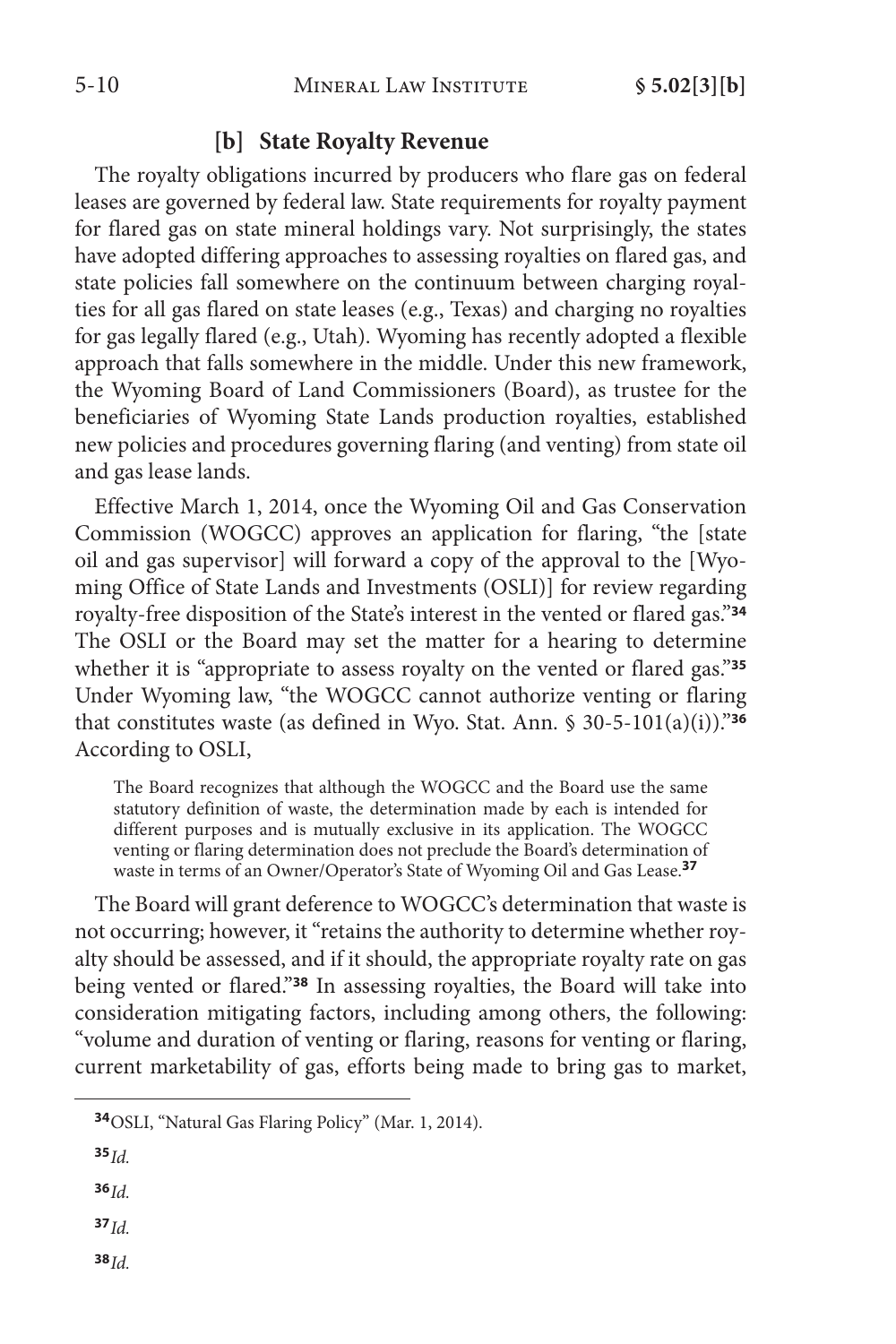### [b] State Royalty Revenue

The royalty obligations incurred by producers who flare gas on federal leases are governed by federal law. State requirements for royalty payment for flared gas on state mineral holdings vary. Not surprisingly, the states have adopted differing approaches to assessing royalties on flared gas, and state policies fall somewhere on the continuum between charging royalties for all gas flared on state leases (e.g., Texas) and charging no royalties for gas legally flared (e.g., Utah). Wyoming has recently adopted a flexible approach that falls somewhere in the middle. Under this new framework, the Wyoming Board of Land Commissioners (Board), as trustee for the beneficiaries of Wyoming State Lands production royalties, established new policies and procedures governing flaring (and venting) from state oil and gas lease lands.

Effective March 1, 2014, once the Wyoming Oil and Gas Conservation Commission (WOGCC) approves an application for flaring, "the [state oil and gas supervisor] will forward a copy of the approval to the [Wyoming Office of State Lands and Investments (OSLI)] for review regarding royalty-free disposition of the State's interest in the vented or flared gas."[34] The OSLI or the Board may set the matter for a hearing to determine whether it is "appropriate to assess royalty on the vented or flared gas."[35] Under Wyoming law, "the WOGCC cannot authorize venting or flaring that constitutes waste (as defined in Wyo. Stat. Ann. § 30-5-101(a)(i))."[36] According to OSLI,

> The Board recognizes that although the WOGCC and the Board use the same statutory definition of waste, the determination made by each is intended for different purposes and is mutually exclusive in its application. The WOGCC venting or flaring determination does not preclude the Board's determination of waste in terms of an Owner/Operator's State of Wyoming Oil and Gas Lease.[37]

The Board will grant deference to WOGCC's determination that waste is not occurring; however, it "retains the authority to determine whether royalty should be assessed, and if it should, the appropriate royalty rate on gas being vented or flared."[38] In assessing royalties, the Board will take into consideration mitigating factors, including among others, the following: "volume and duration of venting or flaring, reasons for venting or flaring, current marketability of gas, efforts being made to bring gas to market,

---

[34] OSLI, "Natural Gas Flaring Policy" (Mar. 1, 2014).

[35] *Id.*

[36] *Id.*

[37] *Id.*

[38] *Id.*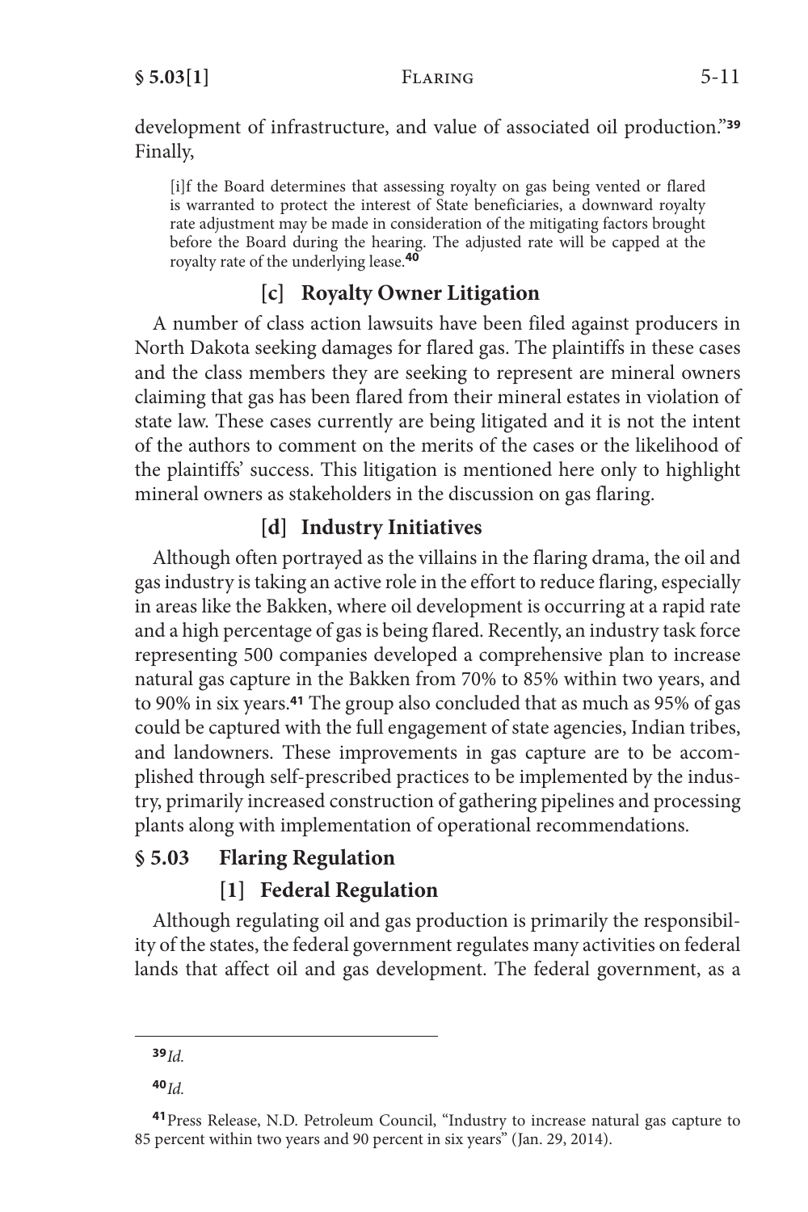development of infrastructure, and value of associated oil production."[39] Finally,

> [i]f the Board determines that assessing royalty on gas being vented or flared is warranted to protect the interest of State beneficiaries, a downward royalty rate adjustment may be made in consideration of the mitigating factors brought before the Board during the hearing. The adjusted rate will be capped at the royalty rate of the underlying lease.[40]

### [c] Royalty Owner Litigation

A number of class action lawsuits have been filed against producers in North Dakota seeking damages for flared gas. The plaintiffs in these cases and the class members they are seeking to represent are mineral owners claiming that gas has been flared from their mineral estates in violation of state law. These cases currently are being litigated and it is not the intent of the authors to comment on the merits of the cases or the likelihood of the plaintiffs' success. This litigation is mentioned here only to highlight mineral owners as stakeholders in the discussion on gas flaring.

### [d] Industry Initiatives

Although often portrayed as the villains in the flaring drama, the oil and gas industry is taking an active role in the effort to reduce flaring, especially in areas like the Bakken, where oil development is occurring at a rapid rate and a high percentage of gas is being flared. Recently, an industry task force representing 500 companies developed a comprehensive plan to increase natural gas capture in the Bakken from 70% to 85% within two years, and to 90% in six years.[41] The group also concluded that as much as 95% of gas could be captured with the full engagement of state agencies, Indian tribes, and landowners. These improvements in gas capture are to be accomplished through self-prescribed practices to be implemented by the industry, primarily increased construction of gathering pipelines and processing plants along with implementation of operational recommendations.

## § 5.03 Flaring Regulation

### [1] Federal Regulation

Although regulating oil and gas production is primarily the responsibility of the states, the federal government regulates many activities on federal lands that affect oil and gas development. The federal government, as a

---

[39] *Id.*

[40] *Id.*

[41] Press Release, N.D. Petroleum Council, "Industry to increase natural gas capture to 85 percent within two years and 90 percent in six years" (Jan. 29, 2014).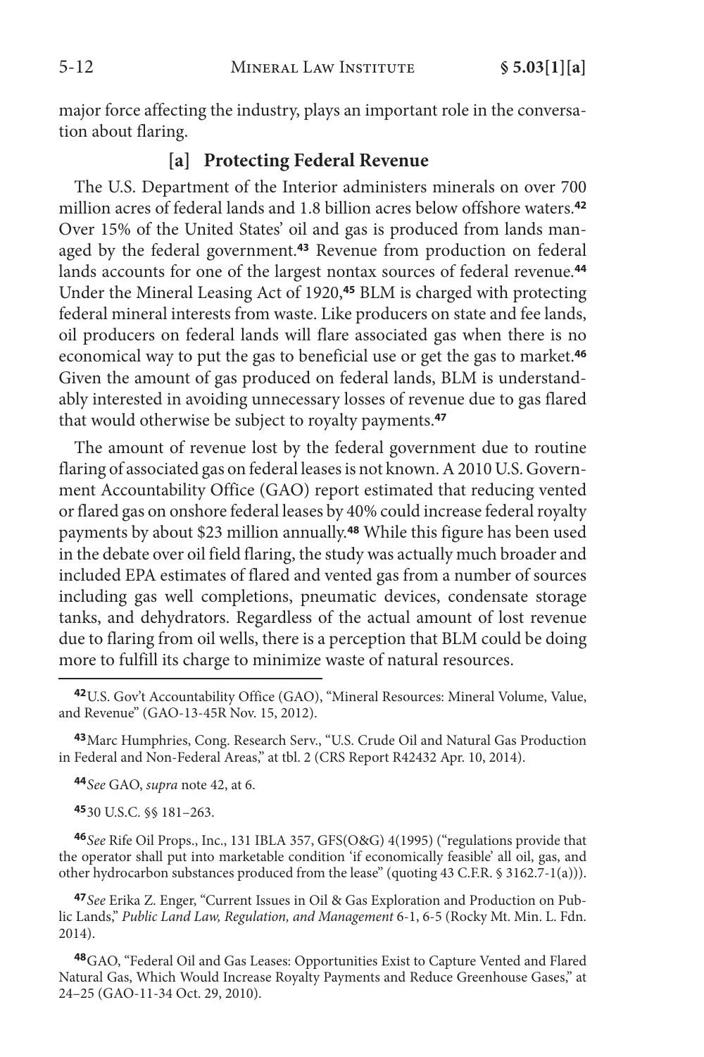major force affecting the industry, plays an important role in the conversation about flaring.

### [a] Protecting Federal Revenue

The U.S. Department of the Interior administers minerals on over 700 million acres of federal lands and 1.8 billion acres below offshore waters.[42] Over 15% of the United States' oil and gas is produced from lands managed by the federal government.[43] Revenue from production on federal lands accounts for one of the largest nontax sources of federal revenue.[44] Under the Mineral Leasing Act of 1920,[45] BLM is charged with protecting federal mineral interests from waste. Like producers on state and fee lands, oil producers on federal lands will flare associated gas when there is no economical way to put the gas to beneficial use or get the gas to market.[46] Given the amount of gas produced on federal lands, BLM is understandably interested in avoiding unnecessary losses of revenue due to gas flared that would otherwise be subject to royalty payments.[47]

The amount of revenue lost by the federal government due to routine flaring of associated gas on federal leases is not known. A 2010 U.S. Government Accountability Office (GAO) report estimated that reducing vented or flared gas on onshore federal leases by 40% could increase federal royalty payments by about $23 million annually.[48] While this figure has been used in the debate over oil field flaring, the study was actually much broader and included EPA estimates of flared and vented gas from a number of sources including gas well completions, pneumatic devices, condensate storage tanks, and dehydrators. Regardless of the actual amount of lost revenue due to flaring from oil wells, there is a perception that BLM could be doing more to fulfill its charge to minimize waste of natural resources.

---

[42] U.S. Gov't Accountability Office (GAO), "Mineral Resources: Mineral Volume, Value, and Revenue" (GAO-13-45R Nov. 15, 2012).

[43] Marc Humphries, Cong. Research Serv., "U.S. Crude Oil and Natural Gas Production in Federal and Non-Federal Areas," at tbl. 2 (CRS Report R42432 Apr. 10, 2014).

[44] *See* GAO, *supra* note 42, at 6.

[45] 30 U.S.C. §§ 181–263.

[46] *See* Rife Oil Props., Inc., 131 IBLA 357, GFS(O&G) 4(1995) ("regulations provide that the operator shall put into marketable condition 'if economically feasible' all oil, gas, and other hydrocarbon substances produced from the lease" (quoting 43 C.F.R. § 3162.7-1(a))).

[47] *See* Erika Z. Enger, "Current Issues in Oil & Gas Exploration and Production on Public Lands," *Public Land Law, Regulation, and Management* 6-1, 6-5 (Rocky Mt. Min. L. Fdn. 2014).

[48] GAO, "Federal Oil and Gas Leases: Opportunities Exist to Capture Vented and Flared Natural Gas, Which Would Increase Royalty Payments and Reduce Greenhouse Gases," at 24–25 (GAO-11-34 Oct. 29, 2010).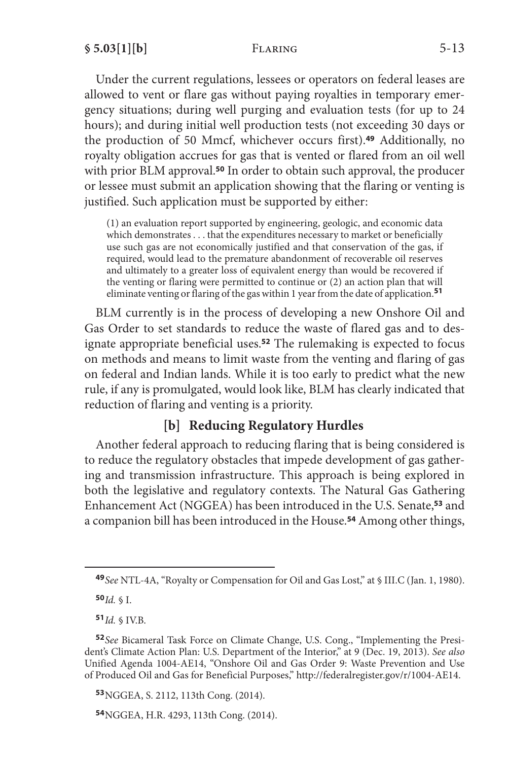Under the current regulations, lessees or operators on federal leases are allowed to vent or flare gas without paying royalties in temporary emergency situations; during well purging and evaluation tests (for up to 24 hours); and during initial well production tests (not exceeding 30 days or the production of 50 Mmcf, whichever occurs first).[49] Additionally, no royalty obligation accrues for gas that is vented or flared from an oil well with prior BLM approval.[50] In order to obtain such approval, the producer or lessee must submit an application showing that the flaring or venting is justified. Such application must be supported by either:

> (1) an evaluation report supported by engineering, geologic, and economic data which demonstrates . . . that the expenditures necessary to market or beneficially use such gas are not economically justified and that conservation of the gas, if required, would lead to the premature abandonment of recoverable oil reserves and ultimately to a greater loss of equivalent energy than would be recovered if the venting or flaring were permitted to continue or (2) an action plan that will eliminate venting or flaring of the gas within 1 year from the date of application.[51]

BLM currently is in the process of developing a new Onshore Oil and Gas Order to set standards to reduce the waste of flared gas and to designate appropriate beneficial uses.[52] The rulemaking is expected to focus on methods and means to limit waste from the venting and flaring of gas on federal and Indian lands. While it is too early to predict what the new rule, if any is promulgated, would look like, BLM has clearly indicated that reduction of flaring and venting is a priority.

### [b] Reducing Regulatory Hurdles

Another federal approach to reducing flaring that is being considered is to reduce the regulatory obstacles that impede development of gas gathering and transmission infrastructure. This approach is being explored in both the legislative and regulatory contexts. The Natural Gas Gathering Enhancement Act (NGGEA) has been introduced in the U.S. Senate,[53] and a companion bill has been introduced in the House.[54] Among other things,

---

[49] *See* NTL-4A, "Royalty or Compensation for Oil and Gas Lost," at § III.C (Jan. 1, 1980).

[50] *Id.* § I.

[51] *Id.* § IV.B.

[52] *See* Bicameral Task Force on Climate Change, U.S. Cong., "Implementing the President's Climate Action Plan: U.S. Department of the Interior," at 9 (Dec. 19, 2013). *See also* Unified Agenda 1004-AE14, "Onshore Oil and Gas Order 9: Waste Prevention and Use of Produced Oil and Gas for Beneficial Purposes," http://federalregister.gov/r/1004-AE14.

[53] NGGEA, S. 2112, 113th Cong. (2014).

[54] NGGEA, H.R. 4293, 113th Cong. (2014).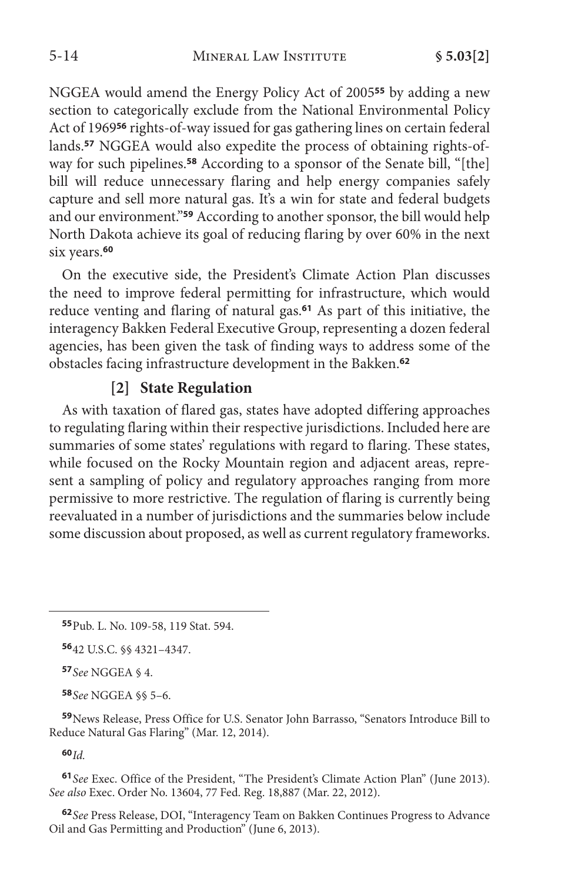NGGEA would amend the Energy Policy Act of 2005[55] by adding a new section to categorically exclude from the National Environmental Policy Act of 1969[56] rights-of-way issued for gas gathering lines on certain federal lands.[57] NGGEA would also expedite the process of obtaining rights-of-way for such pipelines.[58] According to a sponsor of the Senate bill, "[the] bill will reduce unnecessary flaring and help energy companies safely capture and sell more natural gas. It's a win for state and federal budgets and our environment."[59] According to another sponsor, the bill would help North Dakota achieve its goal of reducing flaring by over 60% in the next six years.[60]

On the executive side, the President's Climate Action Plan discusses the need to improve federal permitting for infrastructure, which would reduce venting and flaring of natural gas.[61] As part of this initiative, the interagency Bakken Federal Executive Group, representing a dozen federal agencies, has been given the task of finding ways to address some of the obstacles facing infrastructure development in the Bakken.[62]

### [2] State Regulation

As with taxation of flared gas, states have adopted differing approaches to regulating flaring within their respective jurisdictions. Included here are summaries of some states' regulations with regard to flaring. These states, while focused on the Rocky Mountain region and adjacent areas, represent a sampling of policy and regulatory approaches ranging from more permissive to more restrictive. The regulation of flaring is currently being reevaluated in a number of jurisdictions and the summaries below include some discussion about proposed, as well as current regulatory frameworks.

---

[55] Pub. L. No. 109-58, 119 Stat. 594.

[56] 42 U.S.C. §§ 4321–4347.

[57] *See* NGGEA § 4.

[58] *See* NGGEA §§ 5–6.

[59] News Release, Press Office for U.S. Senator John Barrasso, "Senators Introduce Bill to Reduce Natural Gas Flaring" (Mar. 12, 2014).

[60] *Id.*

[61] *See* Exec. Office of the President, "The President's Climate Action Plan" (June 2013). *See also* Exec. Order No. 13604, 77 Fed. Reg. 18,887 (Mar. 22, 2012).

[62] *See* Press Release, DOI, "Interagency Team on Bakken Continues Progress to Advance Oil and Gas Permitting and Production" (June 6, 2013).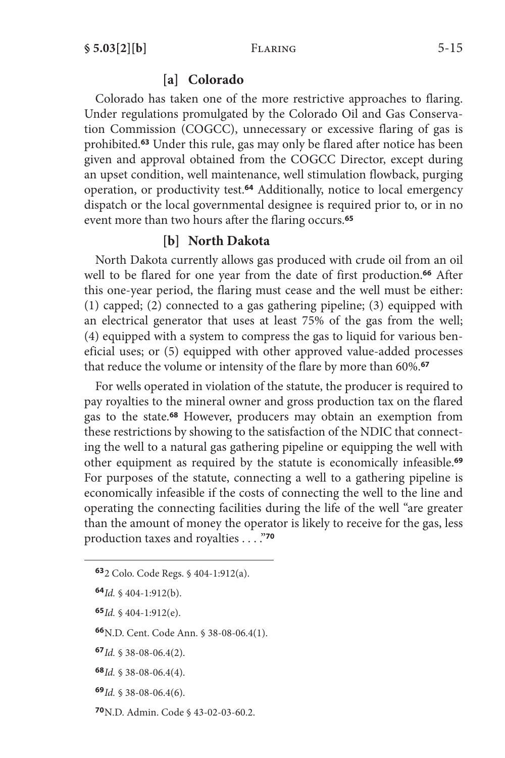### [a] Colorado

Colorado has taken one of the more restrictive approaches to flaring. Under regulations promulgated by the Colorado Oil and Gas Conservation Commission (COGCC), unnecessary or excessive flaring of gas is prohibited.[63] Under this rule, gas may only be flared after notice has been given and approval obtained from the COGCC Director, except during an upset condition, well maintenance, well stimulation flowback, purging operation, or productivity test.[64] Additionally, notice to local emergency dispatch or the local governmental designee is required prior to, or in no event more than two hours after the flaring occurs.[65]

### [b] North Dakota

North Dakota currently allows gas produced with crude oil from an oil well to be flared for one year from the date of first production.[66] After this one-year period, the flaring must cease and the well must be either: (1) capped; (2) connected to a gas gathering pipeline; (3) equipped with an electrical generator that uses at least 75% of the gas from the well; (4) equipped with a system to compress the gas to liquid for various beneficial uses; or (5) equipped with other approved value-added processes that reduce the volume or intensity of the flare by more than 60%.[67]

For wells operated in violation of the statute, the producer is required to pay royalties to the mineral owner and gross production tax on the flared gas to the state.[68] However, producers may obtain an exemption from these restrictions by showing to the satisfaction of the NDIC that connecting the well to a natural gas gathering pipeline or equipping the well with other equipment as required by the statute is economically infeasible.[69] For purposes of the statute, connecting a well to a gathering pipeline is economically infeasible if the costs of connecting the well to the line and operating the connecting facilities during the life of the well "are greater than the amount of money the operator is likely to receive for the gas, less production taxes and royalties . . . ."[70]

---

[63] 2 Colo. Code Regs. § 404-1:912(a).

[64] *Id.* § 404-1:912(b).

[65] *Id.* § 404-1:912(e).

[66] N.D. Cent. Code Ann. § 38-08-06.4(1).

[67] *Id.* § 38-08-06.4(2).

[68] *Id.* § 38-08-06.4(4).

[69] *Id.* § 38-08-06.4(6).

[70] N.D. Admin. Code § 43-02-03-60.2.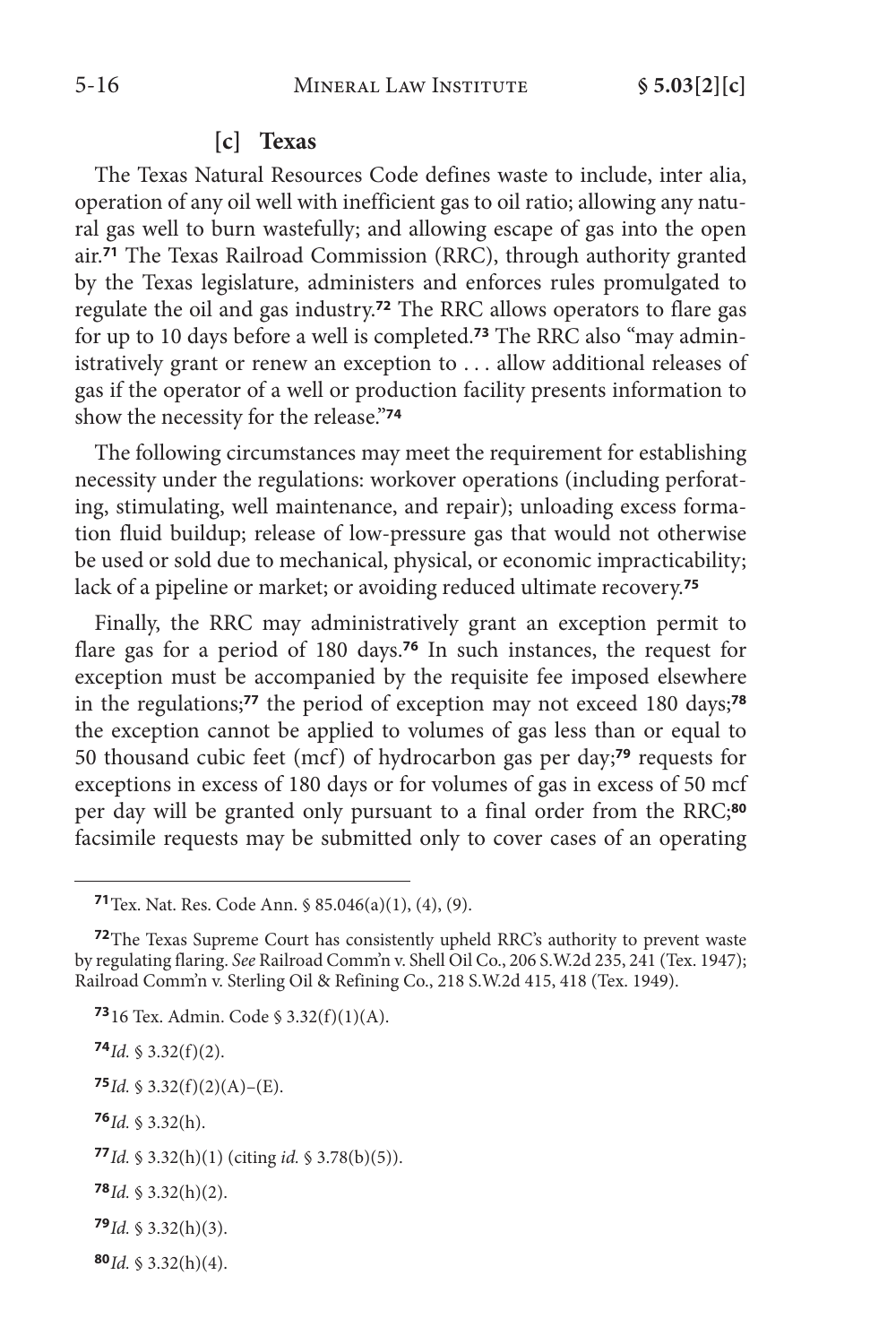### [c] Texas

The Texas Natural Resources Code defines waste to include, inter alia, operation of any oil well with inefficient gas to oil ratio; allowing any natural gas well to burn wastefully; and allowing escape of gas into the open air.[71] The Texas Railroad Commission (RRC), through authority granted by the Texas legislature, administers and enforces rules promulgated to regulate the oil and gas industry.[72] The RRC allows operators to flare gas for up to 10 days before a well is completed.[73] The RRC also "may administratively grant or renew an exception to . . . allow additional releases of gas if the operator of a well or production facility presents information to show the necessity for the release."[74]

The following circumstances may meet the requirement for establishing necessity under the regulations: workover operations (including perforating, stimulating, well maintenance, and repair); unloading excess formation fluid buildup; release of low-pressure gas that would not otherwise be used or sold due to mechanical, physical, or economic impracticability; lack of a pipeline or market; or avoiding reduced ultimate recovery.[75]

Finally, the RRC may administratively grant an exception permit to flare gas for a period of 180 days.[76] In such instances, the request for exception must be accompanied by the requisite fee imposed elsewhere in the regulations;[77] the period of exception may not exceed 180 days;[78] the exception cannot be applied to volumes of gas less than or equal to 50 thousand cubic feet (mcf) of hydrocarbon gas per day;[79] requests for exceptions in excess of 180 days or for volumes of gas in excess of 50 mcf per day will be granted only pursuant to a final order from the RRC;[80] facsimile requests may be submitted only to cover cases of an operating

---

[71] Tex. Nat. Res. Code Ann. § 85.046(a)(1), (4), (9).

[72] The Texas Supreme Court has consistently upheld RRC's authority to prevent waste by regulating flaring. *See* Railroad Comm'n v. Shell Oil Co., 206 S.W.2d 235, 241 (Tex. 1947); Railroad Comm'n v. Sterling Oil & Refining Co., 218 S.W.2d 415, 418 (Tex. 1949).

[73] 16 Tex. Admin. Code § 3.32(f)(1)(A).

[74] *Id.* § 3.32(f)(2).

[75] *Id.* § 3.32(f)(2)(A)–(E).

[76] *Id.* § 3.32(h).

[77] *Id.* § 3.32(h)(1) (citing *id.* § 3.78(b)(5)).

[78] *Id.* § 3.32(h)(2).

[79] *Id.* § 3.32(h)(3).

[80] *Id.* § 3.32(h)(4).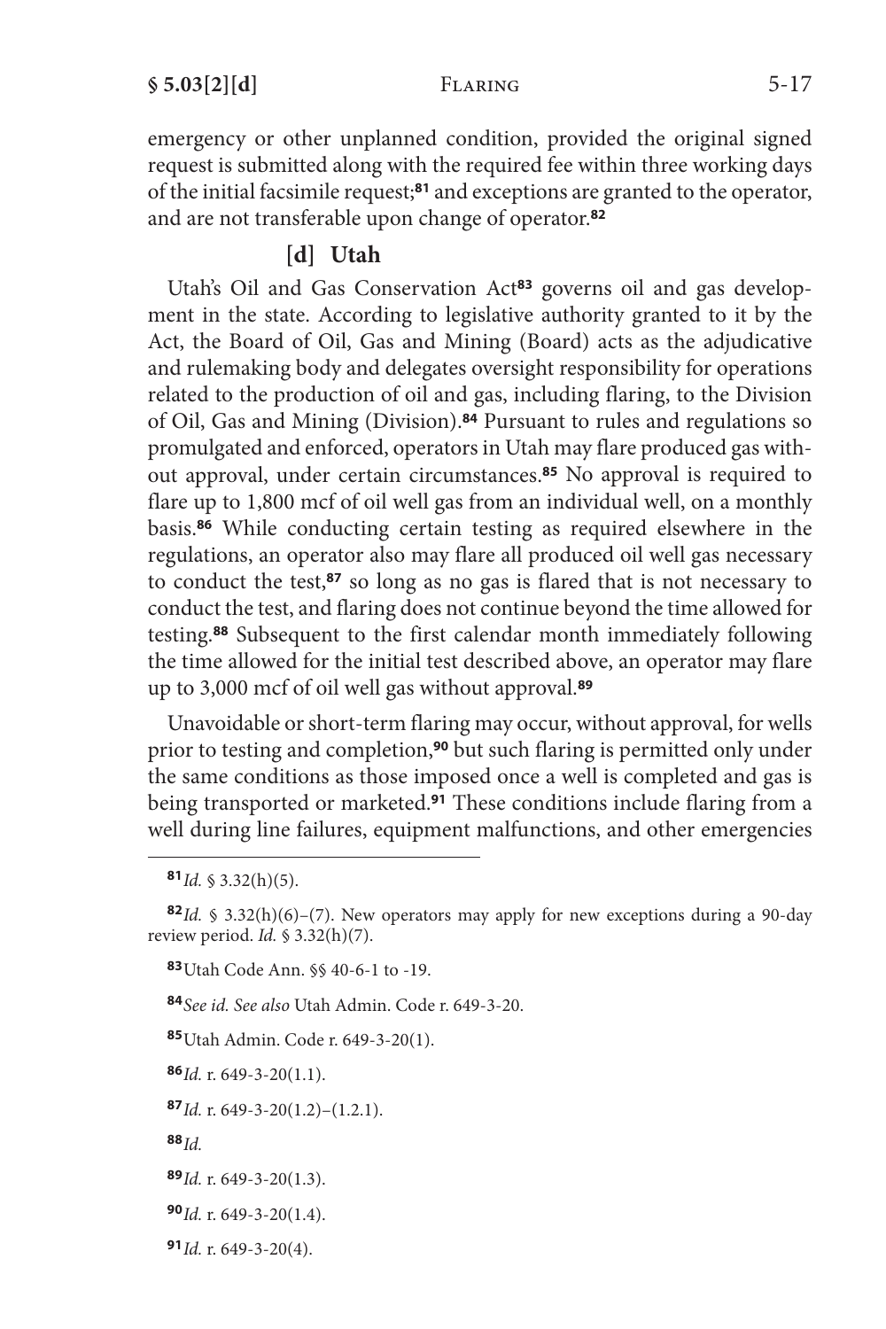emergency or other unplanned condition, provided the original signed request is submitted along with the required fee within three working days of the initial facsimile request;[81] and exceptions are granted to the operator, and are not transferable upon change of operator.[82]

#### [d] Utah

Utah's Oil and Gas Conservation Act[83] governs oil and gas development in the state. According to legislative authority granted to it by the Act, the Board of Oil, Gas and Mining (Board) acts as the adjudicative and rulemaking body and delegates oversight responsibility for operations related to the production of oil and gas, including flaring, to the Division of Oil, Gas and Mining (Division).[84] Pursuant to rules and regulations so promulgated and enforced, operators in Utah may flare produced gas without approval, under certain circumstances.[85] No approval is required to flare up to 1,800 mcf of oil well gas from an individual well, on a monthly basis.[86] While conducting certain testing as required elsewhere in the regulations, an operator also may flare all produced oil well gas necessary to conduct the test,[87] so long as no gas is flared that is not necessary to conduct the test, and flaring does not continue beyond the time allowed for testing.[88] Subsequent to the first calendar month immediately following the time allowed for the initial test described above, an operator may flare up to 3,000 mcf of oil well gas without approval.[89]

Unavoidable or short-term flaring may occur, without approval, for wells prior to testing and completion,[90] but such flaring is permitted only under the same conditions as those imposed once a well is completed and gas is being transported or marketed.[91] These conditions include flaring from a well during line failures, equipment malfunctions, and other emergencies

---

[81] *Id.* § 3.32(h)(5).

[82] *Id.* § 3.32(h)(6)–(7). New operators may apply for new exceptions during a 90-day review period. *Id.* § 3.32(h)(7).

[83] Utah Code Ann. §§ 40-6-1 to -19.

[84] *See id. See also* Utah Admin. Code r. 649-3-20.

[85] Utah Admin. Code r. 649-3-20(1).

[86] *Id.* r. 649-3-20(1.1).

[87] *Id.* r. 649-3-20(1.2)–(1.2.1).

[88] *Id.*

[89] *Id.* r. 649-3-20(1.3).

[90] *Id.* r. 649-3-20(1.4).

[91] *Id.* r. 649-3-20(4).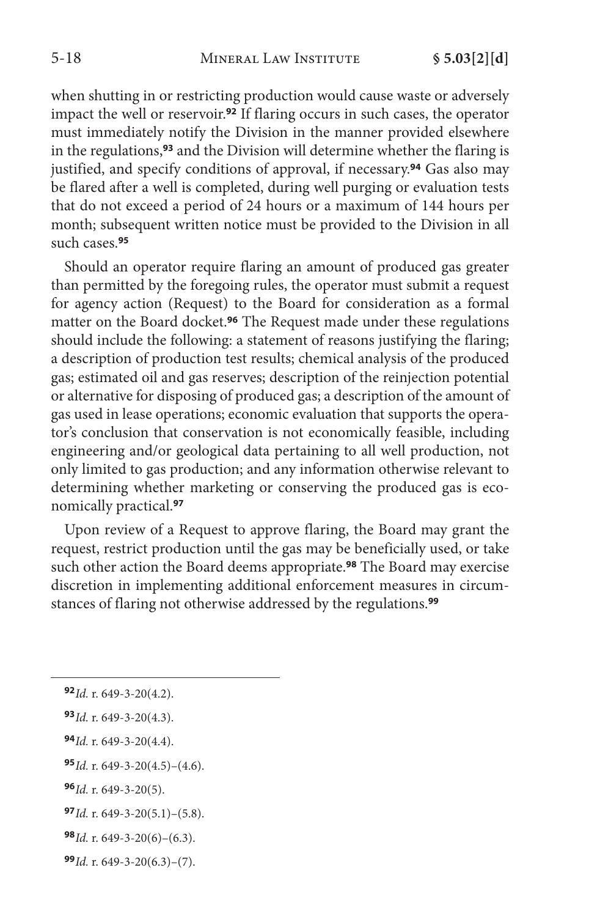when shutting in or restricting production would cause waste or adversely impact the well or reservoir.[92] If flaring occurs in such cases, the operator must immediately notify the Division in the manner provided elsewhere in the regulations,[93] and the Division will determine whether the flaring is justified, and specify conditions of approval, if necessary.[94] Gas also may be flared after a well is completed, during well purging or evaluation tests that do not exceed a period of 24 hours or a maximum of 144 hours per month; subsequent written notice must be provided to the Division in all such cases.[95]

Should an operator require flaring an amount of produced gas greater than permitted by the foregoing rules, the operator must submit a request for agency action (Request) to the Board for consideration as a formal matter on the Board docket.[96] The Request made under these regulations should include the following: a statement of reasons justifying the flaring; a description of production test results; chemical analysis of the produced gas; estimated oil and gas reserves; description of the reinjection potential or alternative for disposing of produced gas; a description of the amount of gas used in lease operations; economic evaluation that supports the operator's conclusion that conservation is not economically feasible, including engineering and/or geological data pertaining to all well production, not only limited to gas production; and any information otherwise relevant to determining whether marketing or conserving the produced gas is economically practical.[97]

Upon review of a Request to approve flaring, the Board may grant the request, restrict production until the gas may be beneficially used, or take such other action the Board deems appropriate.[98] The Board may exercise discretion in implementing additional enforcement measures in circumstances of flaring not otherwise addressed by the regulations.[99]

---

[92] *Id.* r. 649-3-20(4.2).

[93] *Id.* r. 649-3-20(4.3).

[94] *Id.* r. 649-3-20(4.4).

[95] *Id.* r. 649-3-20(4.5)–(4.6).

[96] *Id.* r. 649-3-20(5).

[97] *Id.* r. 649-3-20(5.1)–(5.8).

[98] *Id.* r. 649-3-20(6)–(6.3).

[99] *Id.* r. 649-3-20(6.3)–(7).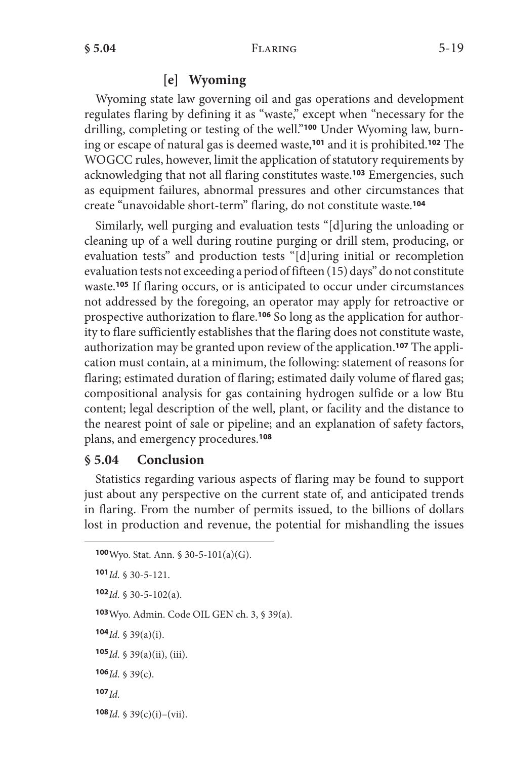### [e] Wyoming

Wyoming state law governing oil and gas operations and development regulates flaring by defining it as "waste," except when "necessary for the drilling, completing or testing of the well."[100] Under Wyoming law, burning or escape of natural gas is deemed waste,[101] and it is prohibited.[102] The WOGCC rules, however, limit the application of statutory requirements by acknowledging that not all flaring constitutes waste.[103] Emergencies, such as equipment failures, abnormal pressures and other circumstances that create "unavoidable short-term" flaring, do not constitute waste.[104]

Similarly, well purging and evaluation tests "[d]uring the unloading or cleaning up of a well during routine purging or drill stem, producing, or evaluation tests" and production tests "[d]uring initial or recompletion evaluation tests not exceeding a period of fifteen (15) days" do not constitute waste.[105] If flaring occurs, or is anticipated to occur under circumstances not addressed by the foregoing, an operator may apply for retroactive or prospective authorization to flare.[106] So long as the application for authority to flare sufficiently establishes that the flaring does not constitute waste, authorization may be granted upon review of the application.[107] The application must contain, at a minimum, the following: statement of reasons for flaring; estimated duration of flaring; estimated daily volume of flared gas; compositional analysis for gas containing hydrogen sulfide or a low Btu content; legal description of the well, plant, or facility and the distance to the nearest point of sale or pipeline; and an explanation of safety factors, plans, and emergency procedures.[108]

## § 5.04 Conclusion

Statistics regarding various aspects of flaring may be found to support just about any perspective on the current state of, and anticipated trends in flaring. From the number of permits issued, to the billions of dollars lost in production and revenue, the potential for mishandling the issues

---

[100] Wyo. Stat. Ann. § 30-5-101(a)(G).

[101] *Id.* § 30-5-121.

[102] *Id.* § 30-5-102(a).

[103] Wyo. Admin. Code OIL GEN ch. 3, § 39(a).

[104] *Id.* § 39(a)(i).

[105] *Id.* § 39(a)(ii), (iii).

[106] *Id.* § 39(c).

[107] *Id.*

[108] *Id.* § 39(c)(i)–(vii).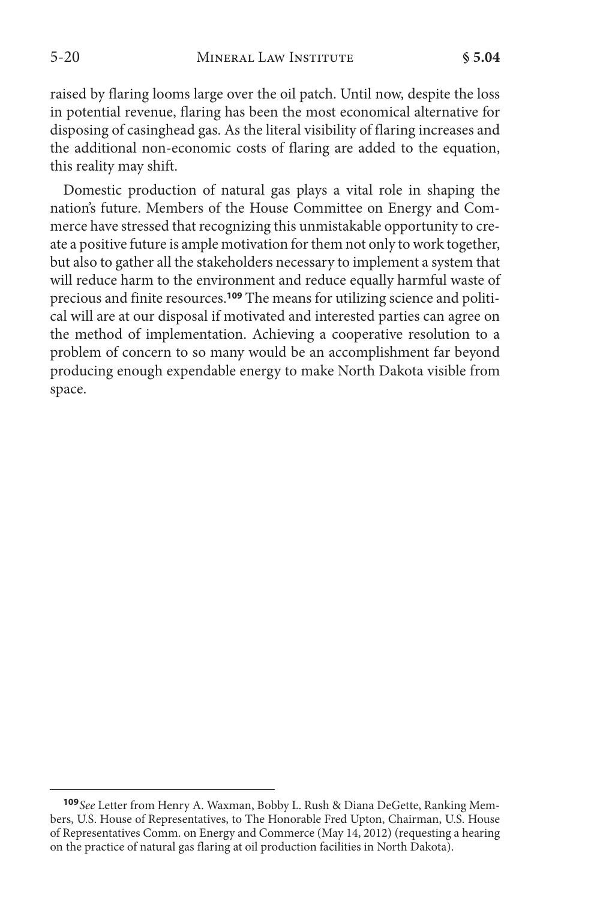raised by flaring looms large over the oil patch. Until now, despite the loss in potential revenue, flaring has been the most economical alternative for disposing of casinghead gas. As the literal visibility of flaring increases and the additional non-economic costs of flaring are added to the equation, this reality may shift.

Domestic production of natural gas plays a vital role in shaping the nation's future. Members of the House Committee on Energy and Commerce have stressed that recognizing this unmistakable opportunity to create a positive future is ample motivation for them not only to work together, but also to gather all the stakeholders necessary to implement a system that will reduce harm to the environment and reduce equally harmful waste of precious and finite resources.[109] The means for utilizing science and political will are at our disposal if motivated and interested parties can agree on the method of implementation. Achieving a cooperative resolution to a problem of concern to so many would be an accomplishment far beyond producing enough expendable energy to make North Dakota visible from space.

---

[109] *See* Letter from Henry A. Waxman, Bobby L. Rush & Diana DeGette, Ranking Members, U.S. House of Representatives, to The Honorable Fred Upton, Chairman, U.S. House of Representatives Comm. on Energy and Commerce (May 14, 2012) (requesting a hearing on the practice of natural gas flaring at oil production facilities in North Dakota).